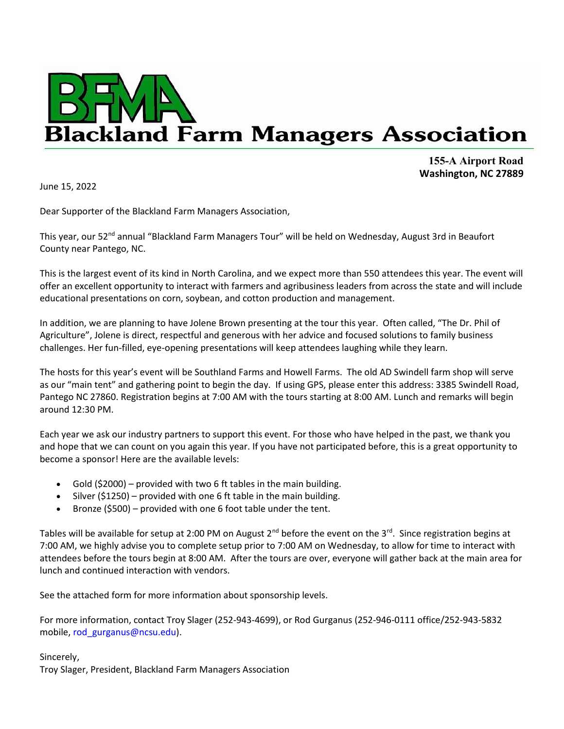# BFMA

# Blackland Farm Managers Association

**155-A Airport Road**
**Washington, NC 27889**

June 15, 2022

Dear Supporter of the Blackland Farm Managers Association,

This year, our 52nd annual "Blackland Farm Managers Tour" will be held on Wednesday, August 3rd in Beaufort County near Pantego, NC.

This is the largest event of its kind in North Carolina, and we expect more than 550 attendees this year. The event will offer an excellent opportunity to interact with farmers and agribusiness leaders from across the state and will include educational presentations on corn, soybean, and cotton production and management.

In addition, we are planning to have Jolene Brown presenting at the tour this year. Often called, "The Dr. Phil of Agriculture", Jolene is direct, respectful and generous with her advice and focused solutions to family business challenges. Her fun-filled, eye-opening presentations will keep attendees laughing while they learn.

The hosts for this year's event will be Southland Farms and Howell Farms. The old AD Swindell farm shop will serve as our "main tent" and gathering point to begin the day. If using GPS, please enter this address: 3385 Swindell Road, Pantego NC 27860. Registration begins at 7:00 AM with the tours starting at 8:00 AM. Lunch and remarks will begin around 12:30 PM.

Each year we ask our industry partners to support this event. For those who have helped in the past, we thank you and hope that we can count on you again this year. If you have not participated before, this is a great opportunity to become a sponsor! Here are the available levels:

- Gold ($2000) – provided with two 6 ft tables in the main building.
- Silver ($1250) – provided with one 6 ft table in the main building.
- Bronze ($500) – provided with one 6 foot table under the tent.

Tables will be available for setup at 2:00 PM on August 2nd before the event on the 3rd. Since registration begins at 7:00 AM, we highly advise you to complete setup prior to 7:00 AM on Wednesday, to allow for time to interact with attendees before the tours begin at 8:00 AM. After the tours are over, everyone will gather back at the main area for lunch and continued interaction with vendors.

See the attached form for more information about sponsorship levels.

For more information, contact Troy Slager (252-943-4699), or Rod Gurganus (252-946-0111 office/252-943-5832 mobile, rod_gurganus@ncsu.edu).

Sincerely,
Troy Slager, President, Blackland Farm Managers Association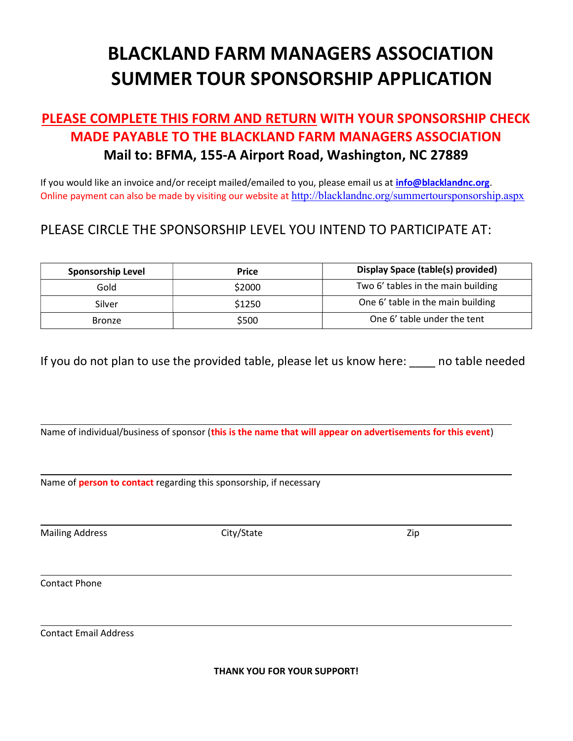# BLACKLAND FARM MANAGERS ASSOCIATION SUMMER TOUR SPONSORSHIP APPLICATION

## PLEASE COMPLETE THIS FORM AND RETURN WITH YOUR SPONSORSHIP CHECK MADE PAYABLE TO THE BLACKLAND FARM MANAGERS ASSOCIATION

### Mail to: BFMA, 155-A Airport Road, Washington, NC 27889

If you would like an invoice and/or receipt mailed/emailed to you, please email us at **info@blacklandnc.org**.
Online payment can also be made by visiting our website at http://blacklandnc.org/summertoursponsorship.aspx

PLEASE CIRCLE THE SPONSORSHIP LEVEL YOU INTEND TO PARTICIPATE AT:

| Sponsorship Level | Price | Display Space (table(s) provided) |
|---|---|---|
| Gold | $2000 | Two 6' tables in the main building |
| Silver | $1250 | One 6' table in the main building |
| Bronze | $500 | One 6' table under the tent |

If you do not plan to use the provided table, please let us know here: ____ no table needed

Name of individual/business of sponsor (**this is the name that will appear on advertisements for this event**)

Name of **person to contact** regarding this sponsorship, if necessary

Mailing Address City/State Zip

Contact Phone

Contact Email Address

**THANK YOU FOR YOUR SUPPORT!**